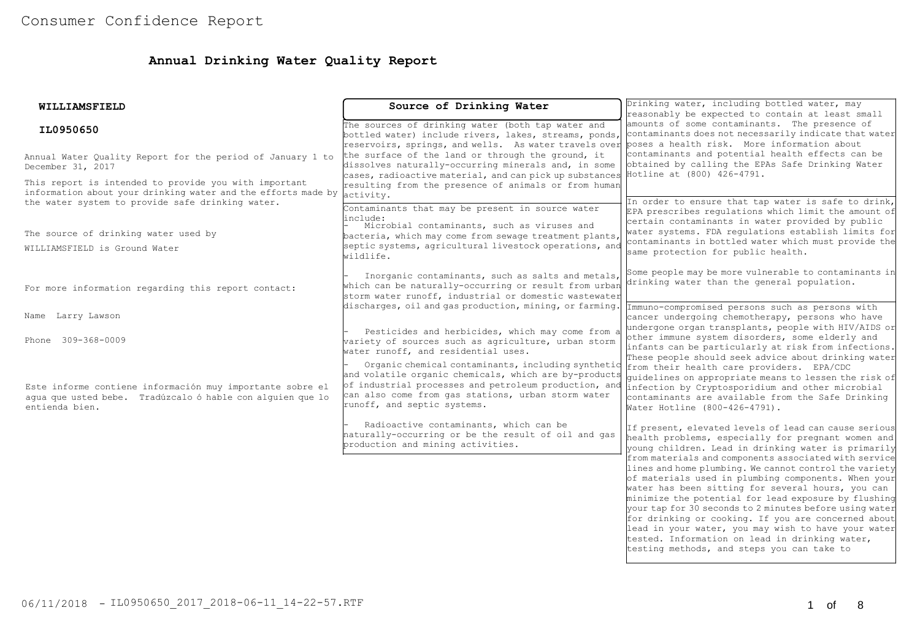# Consumer Confidence Report

## Annual Drinking Water Quality Report

**WILLIAMSFIELD**

**IL0950650**

Annual Water Quality Report for the period of January 1 to December 31, 2017

This report is intended to provide you with important information about your drinking water and the efforts made by the water system to provide safe drinking water.

The source of drinking water used by WILLIAMSFIELD is Ground Water

For more information regarding this report contact:

Name Larry Lawson

Phone 309-368-0009

Este informe contiene información muy importante sobre el agua que usted bebe. Tradúzcalo ó hable con alguien que lo entienda bien.

### Source of Drinking Water

The sources of drinking water (both tap water and bottled water) include rivers, lakes, streams, ponds, reservoirs, springs, and wells. As water travels over the surface of the land or through the ground, it dissolves naturally-occurring minerals and, in some cases, radioactive material, and can pick up substances resulting from the presence of animals or from human activity.

Contaminants that may be present in source water include:

- Microbial contaminants, such as viruses and bacteria, which may come from sewage treatment plants, septic systems, agricultural livestock operations, and wildlife.
- Inorganic contaminants, such as salts and metals, which can be naturally-occurring or result from urban storm water runoff, industrial or domestic wastewater discharges, oil and gas production, mining, or farming.
- Pesticides and herbicides, which may come from a variety of sources such as agriculture, urban storm water runoff, and residential uses.
- Organic chemical contaminants, including synthetic and volatile organic chemicals, which are by-products of industrial processes and petroleum production, and can also come from gas stations, urban storm water runoff, and septic systems.
- Radioactive contaminants, which can be naturally-occurring or be the result of oil and gas production and mining activities.

Drinking water, including bottled water, may reasonably be expected to contain at least small amounts of some contaminants. The presence of contaminants does not necessarily indicate that water poses a health risk. More information about contaminants and potential health effects can be obtained by calling the EPAs Safe Drinking Water Hotline at (800) 426-4791.

In order to ensure that tap water is safe to drink, EPA prescribes regulations which limit the amount of certain contaminants in water provided by public water systems. FDA regulations establish limits for contaminants in bottled water which must provide the same protection for public health.

Some people may be more vulnerable to contaminants in drinking water than the general population.

Immuno-compromised persons such as persons with cancer undergoing chemotherapy, persons who have undergone organ transplants, people with HIV/AIDS or other immune system disorders, some elderly and infants can be particularly at risk from infections. These people should seek advice about drinking water from their health care providers. EPA/CDC guidelines on appropriate means to lessen the risk of infection by Cryptosporidium and other microbial contaminants are available from the Safe Drinking Water Hotline (800-426-4791).

If present, elevated levels of lead can cause serious health problems, especially for pregnant women and young children. Lead in drinking water is primarily from materials and components associated with service lines and home plumbing. We cannot control the variety of materials used in plumbing components. When your water has been sitting for several hours, you can minimize the potential for lead exposure by flushing your tap for 30 seconds to 2 minutes before using water for drinking or cooking. If you are concerned about lead in your water, you may wish to have your water tested. Information on lead in drinking water, testing methods, and steps you can take to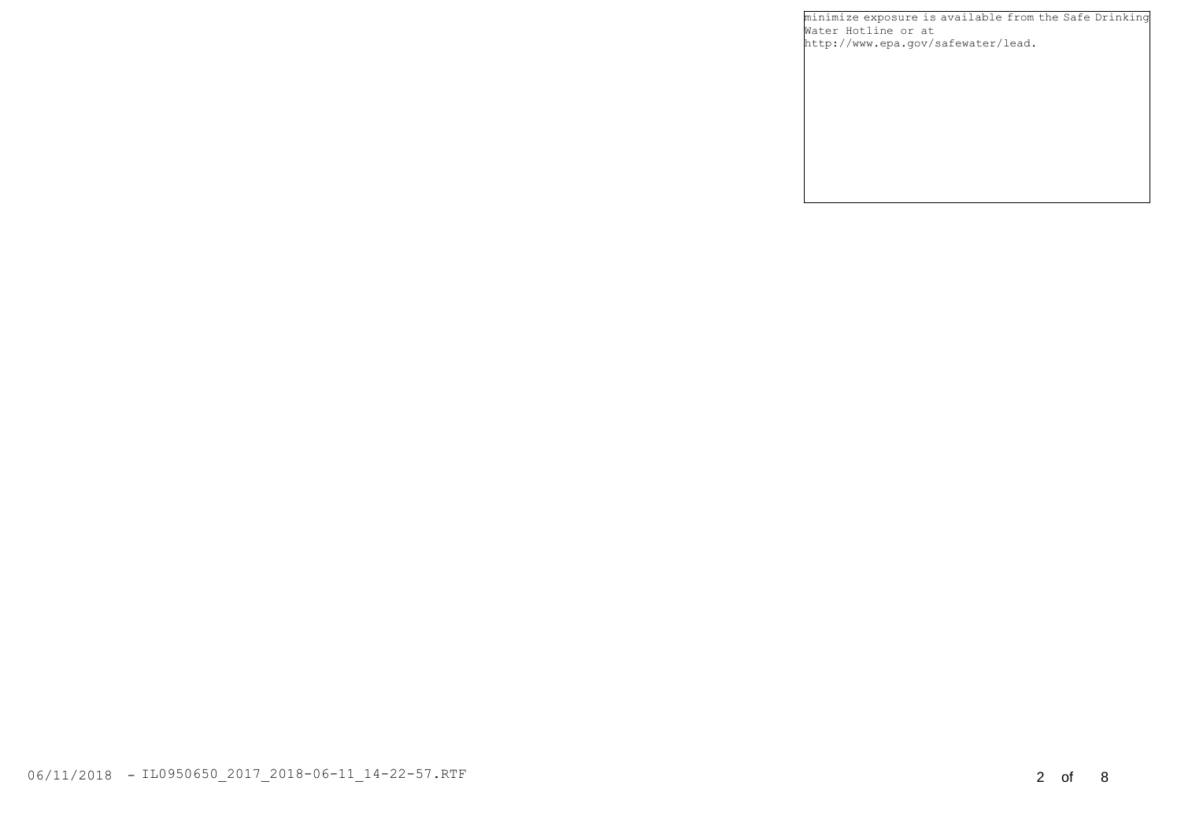minimize exposure is available from the Safe Drinking Water Hotline or at http://www.epa.gov/safewater/lead.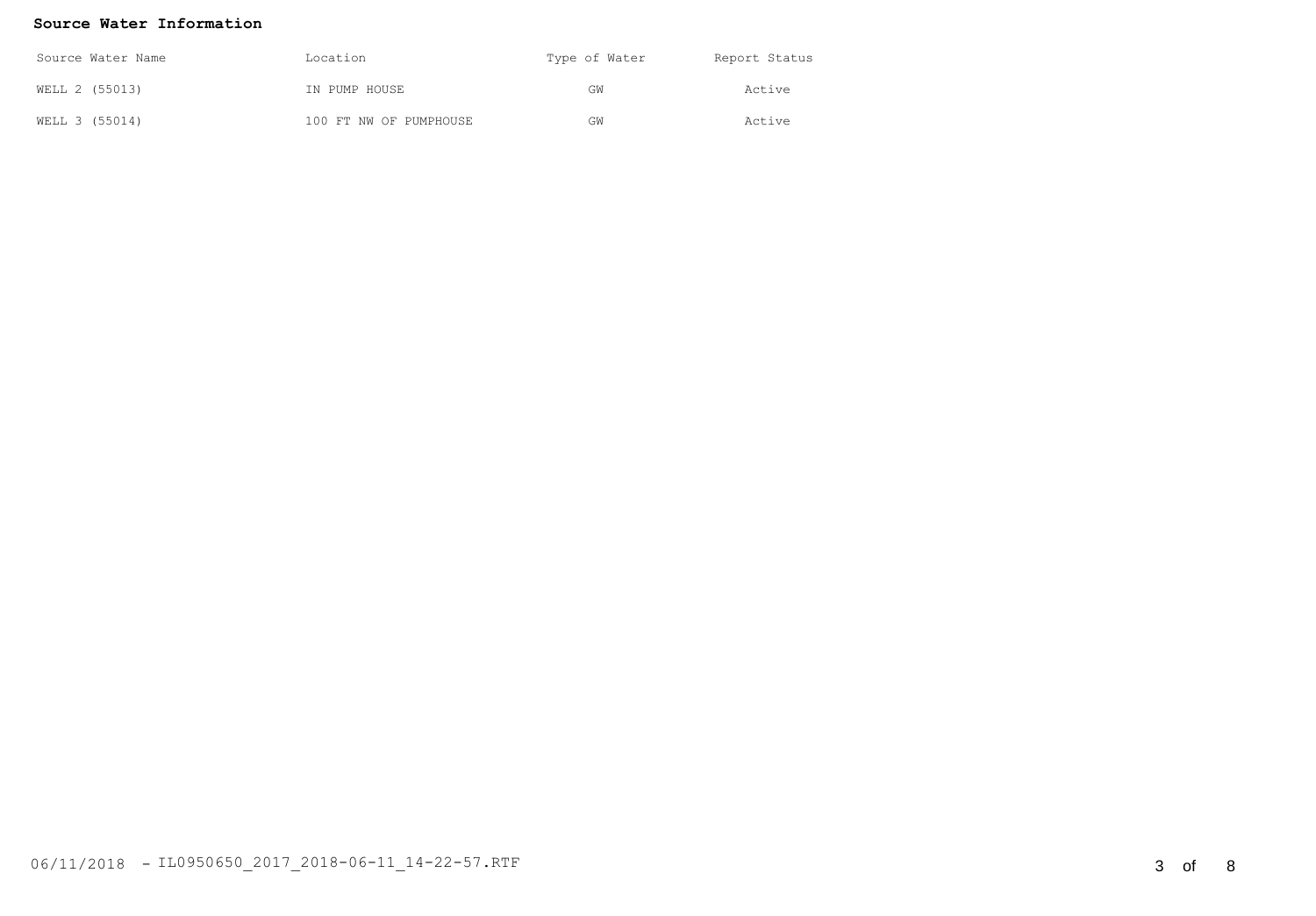**Source Water Information**

| Source Water Name | Location | Type of Water | Report Status |
|---|---|---|---|
| WELL 2 (55013) | IN PUMP HOUSE | GW | Active |
| WELL 3 (55014) | 100 FT NW OF PUMPHOUSE | GW | Active |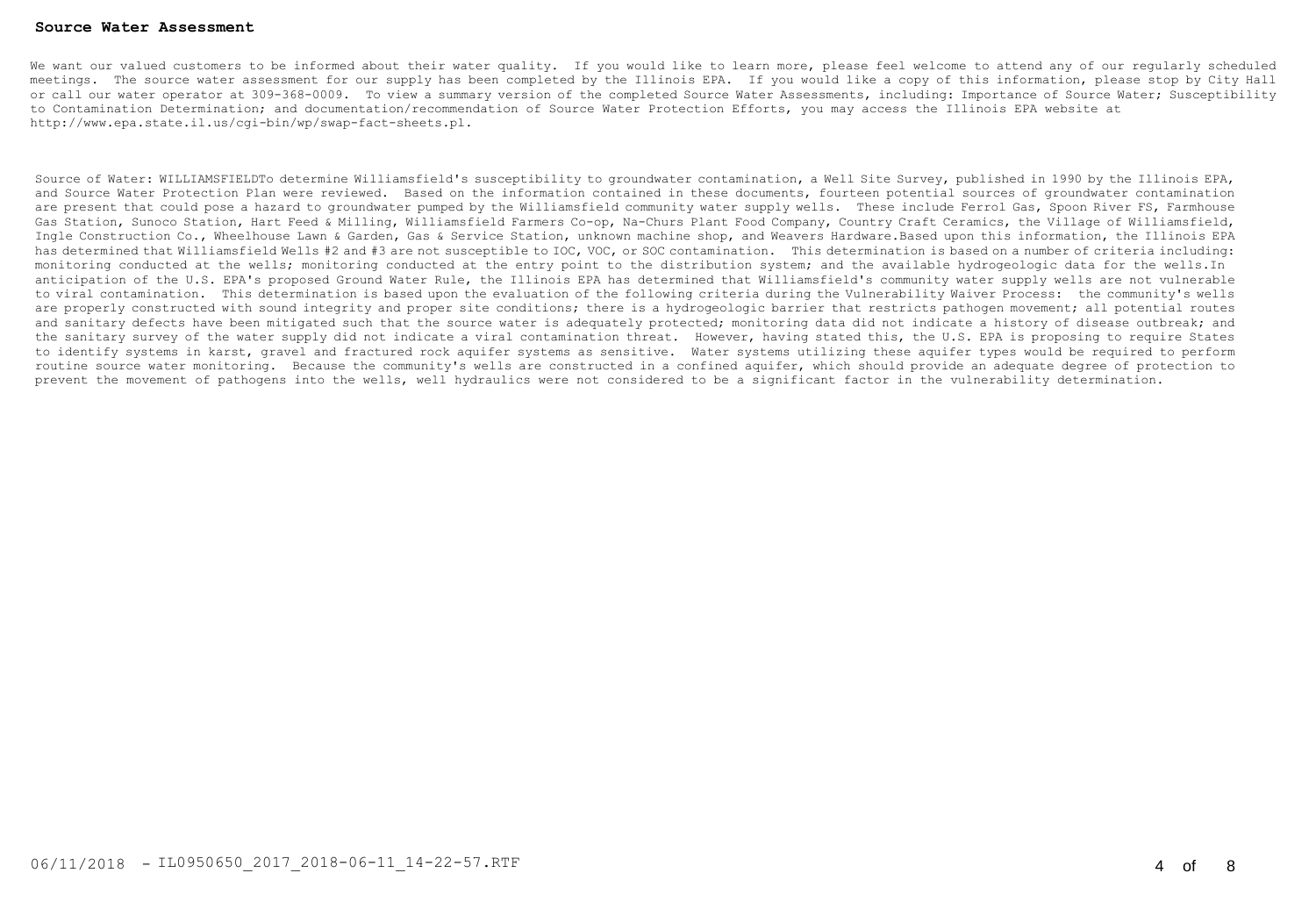## Source Water Assessment

We want our valued customers to be informed about their water quality. If you would like to learn more, please feel welcome to attend any of our regularly scheduled meetings. The source water assessment for our supply has been completed by the Illinois EPA. If you would like a copy of this information, please stop by City Hall or call our water operator at 309-368-0009. To view a summary version of the completed Source Water Assessments, including: Importance of Source Water; Susceptibility to Contamination Determination; and documentation/recommendation of Source Water Protection Efforts, you may access the Illinois EPA website at http://www.epa.state.il.us/cgi-bin/wp/swap-fact-sheets.pl.

Source of Water: WILLIAMSFIELDTo determine Williamsfield's susceptibility to groundwater contamination, a Well Site Survey, published in 1990 by the Illinois EPA, and Source Water Protection Plan were reviewed. Based on the information contained in these documents, fourteen potential sources of groundwater contamination are present that could pose a hazard to groundwater pumped by the Williamsfield community water supply wells. These include Ferrol Gas, Spoon River FS, Farmhouse Gas Station, Sunoco Station, Hart Feed & Milling, Williamsfield Farmers Co-op, Na-Churs Plant Food Company, Country Craft Ceramics, the Village of Williamsfield, Ingle Construction Co., Wheelhouse Lawn & Garden, Gas & Service Station, unknown machine shop, and Weavers Hardware.Based upon this information, the Illinois EPA has determined that Williamsfield Wells #2 and #3 are not susceptible to IOC, VOC, or SOC contamination. This determination is based on a number of criteria including: monitoring conducted at the wells; monitoring conducted at the entry point to the distribution system; and the available hydrogeologic data for the wells.In anticipation of the U.S. EPA's proposed Ground Water Rule, the Illinois EPA has determined that Williamsfield's community water supply wells are not vulnerable to viral contamination. This determination is based upon the evaluation of the following criteria during the Vulnerability Waiver Process: the community's wells are properly constructed with sound integrity and proper site conditions; there is a hydrogeologic barrier that restricts pathogen movement; all potential routes and sanitary defects have been mitigated such that the source water is adequately protected; monitoring data did not indicate a history of disease outbreak; and the sanitary survey of the water supply did not indicate a viral contamination threat. However, having stated this, the U.S. EPA is proposing to require States to identify systems in karst, gravel and fractured rock aquifer systems as sensitive. Water systems utilizing these aquifer types would be required to perform routine source water monitoring. Because the community's wells are constructed in a confined aquifer, which should provide an adequate degree of protection to prevent the movement of pathogens into the wells, well hydraulics were not considered to be a significant factor in the vulnerability determination.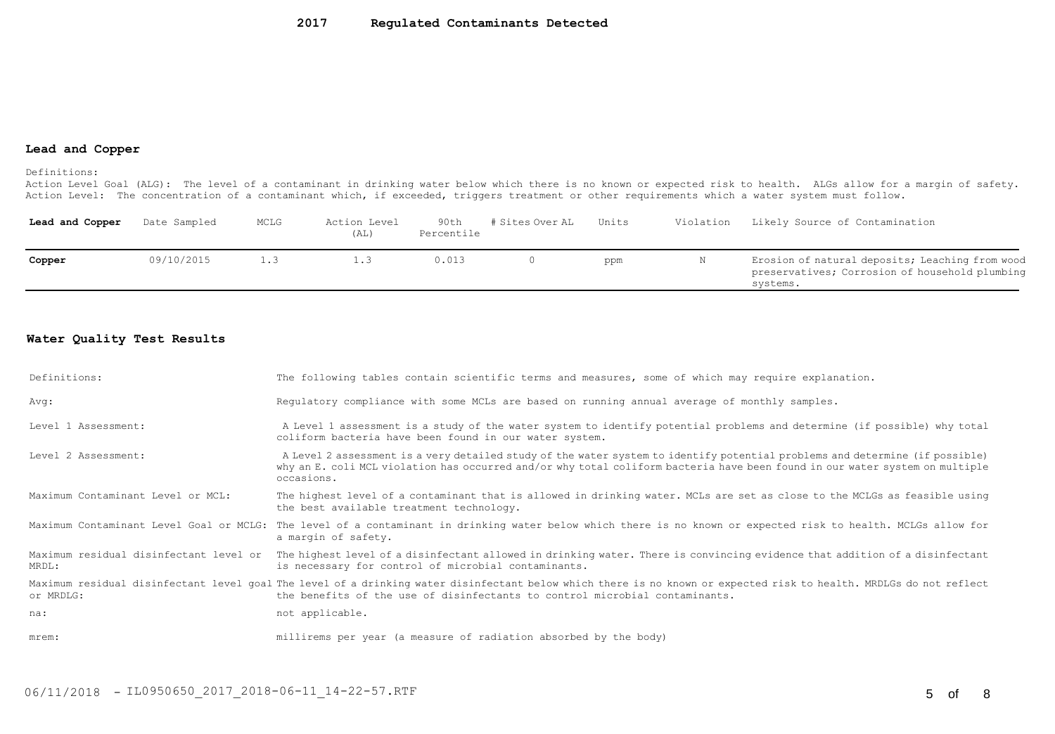# 2017 Regulated Contaminants Detected

## Lead and Copper

Definitions:
Action Level Goal (ALG): The level of a contaminant in drinking water below which there is no known or expected risk to health. ALGs allow for a margin of safety.
Action Level: The concentration of a contaminant which, if exceeded, triggers treatment or other requirements which a water system must follow.

| Lead and Copper | Date Sampled | MCLG | Action Level (AL) | 90th Percentile | # Sites Over AL | Units | Violation | Likely Source of Contamination |
|---|---|---|---|---|---|---|---|---|
| **Copper** | 09/10/2015 | 1.3 | 1.3 | 0.013 | 0 | ppm | N | Erosion of natural deposits; Leaching from wood preservatives; Corrosion of household plumbing systems. |

## Water Quality Test Results

| | |
|---|---|
| Definitions: | The following tables contain scientific terms and measures, some of which may require explanation. |
| Avg: | Regulatory compliance with some MCLs are based on running annual average of monthly samples. |
| Level 1 Assessment: | A Level 1 assessment is a study of the water system to identify potential problems and determine (if possible) why total coliform bacteria have been found in our water system. |
| Level 2 Assessment: | A Level 2 assessment is a very detailed study of the water system to identify potential problems and determine (if possible) why an E. coli MCL violation has occurred and/or why total coliform bacteria have been found in our water system on multiple occasions. |
| Maximum Contaminant Level or MCL: | The highest level of a contaminant that is allowed in drinking water. MCLs are set as close to the MCLGs as feasible using the best available treatment technology. |
| Maximum Contaminant Level Goal or MCLG: | The level of a contaminant in drinking water below which there is no known or expected risk to health. MCLGs allow for a margin of safety. |
| Maximum residual disinfectant level or MRDL: | The highest level of a disinfectant allowed in drinking water. There is convincing evidence that addition of a disinfectant is necessary for control of microbial contaminants. |
| Maximum residual disinfectant level goal or MRDLG: | The level of a drinking water disinfectant below which there is no known or expected risk to health. MRDLGs do not reflect the benefits of the use of disinfectants to control microbial contaminants. |
| na: | not applicable. |
| mrem: | millirems per year (a measure of radiation absorbed by the body) |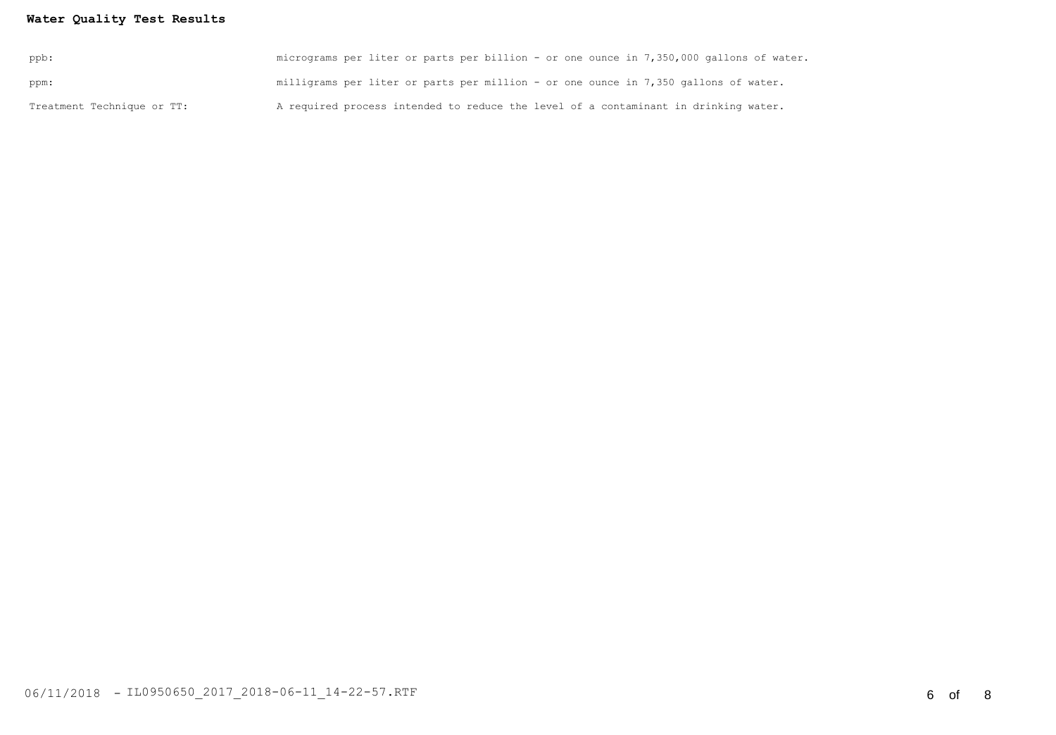**Water Quality Test Results**

| | |
|---|---|
| ppb: | micrograms per liter or parts per billion - or one ounce in 7,350,000 gallons of water. |
| ppm: | milligrams per liter or parts per million - or one ounce in 7,350 gallons of water. |
| Treatment Technique or TT: | A required process intended to reduce the level of a contaminant in drinking water. |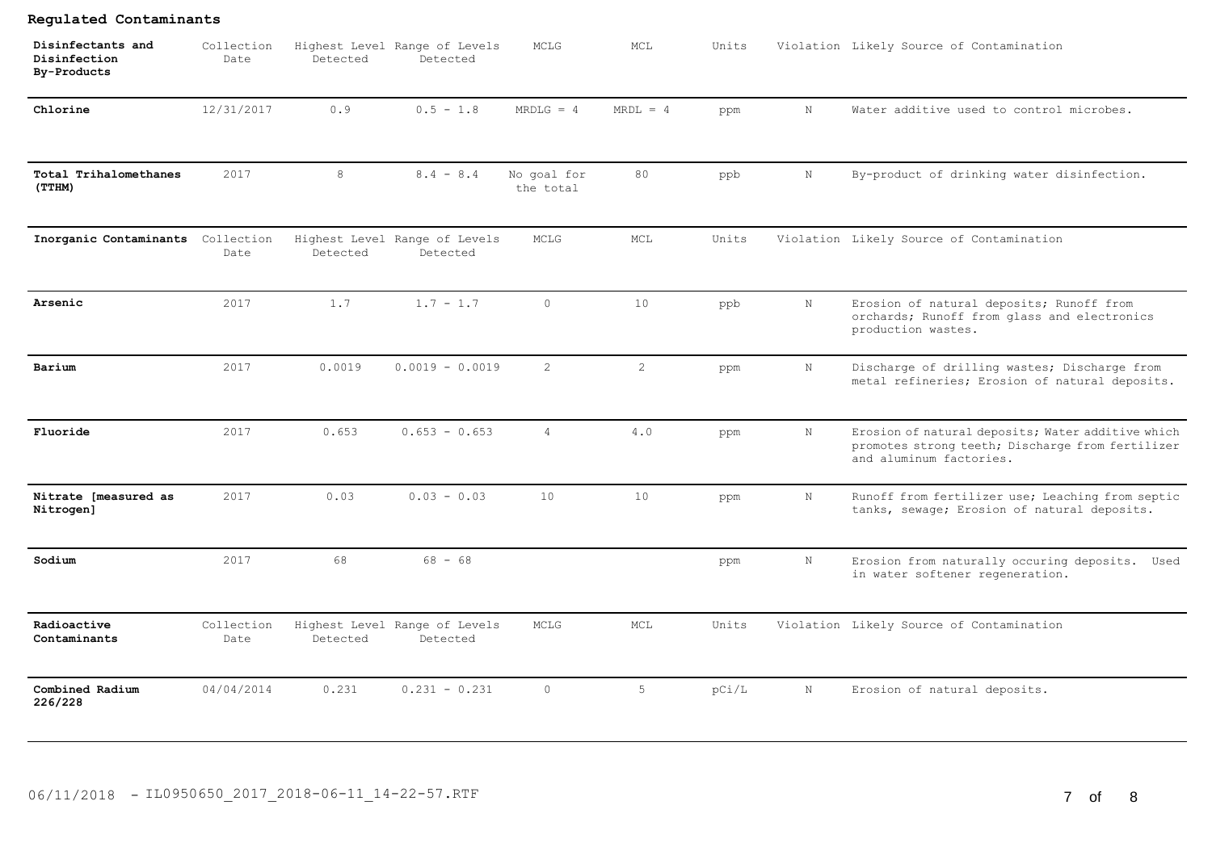## Regulated Contaminants

| Disinfectants and Disinfection By-Products | Collection Date | Highest Level Detected | Range of Levels Detected | MCLG | MCL | Units | Violation | Likely Source of Contamination |
|---|---|---|---|---|---|---|---|---|
| **Chlorine** | 12/31/2017 | 0.9 | 0.5 - 1.8 | MRDLG = 4 | MRDL = 4 | ppm | N | Water additive used to control microbes. |
| **Total Trihalomethanes (TTHM)** | 2017 | 8 | 8.4 - 8.4 | No goal for the total | 80 | ppb | N | By-product of drinking water disinfection. |

| Inorganic Contaminants | Collection Date | Highest Level Detected | Range of Levels Detected | MCLG | MCL | Units | Violation | Likely Source of Contamination |
|---|---|---|---|---|---|---|---|---|
| **Arsenic** | 2017 | 1.7 | 1.7 - 1.7 | 0 | 10 | ppb | N | Erosion of natural deposits; Runoff from orchards; Runoff from glass and electronics production wastes. |
| **Barium** | 2017 | 0.0019 | 0.0019 - 0.0019 | 2 | 2 | ppm | N | Discharge of drilling wastes; Discharge from metal refineries; Erosion of natural deposits. |
| **Fluoride** | 2017 | 0.653 | 0.653 - 0.653 | 4 | 4.0 | ppm | N | Erosion of natural deposits; Water additive which promotes strong teeth; Discharge from fertilizer and aluminum factories. |
| **Nitrate [measured as Nitrogen]** | 2017 | 0.03 | 0.03 - 0.03 | 10 | 10 | ppm | N | Runoff from fertilizer use; Leaching from septic tanks, sewage; Erosion of natural deposits. |
| **Sodium** | 2017 | 68 | 68 - 68 | | | ppm | N | Erosion from naturally occuring deposits. Used in water softener regeneration. |

| Radioactive Contaminants | Collection Date | Highest Level Detected | Range of Levels Detected | MCLG | MCL | Units | Violation | Likely Source of Contamination |
|---|---|---|---|---|---|---|---|---|
| **Combined Radium 226/228** | 04/04/2014 | 0.231 | 0.231 - 0.231 | 0 | 5 | pCi/L | N | Erosion of natural deposits. |